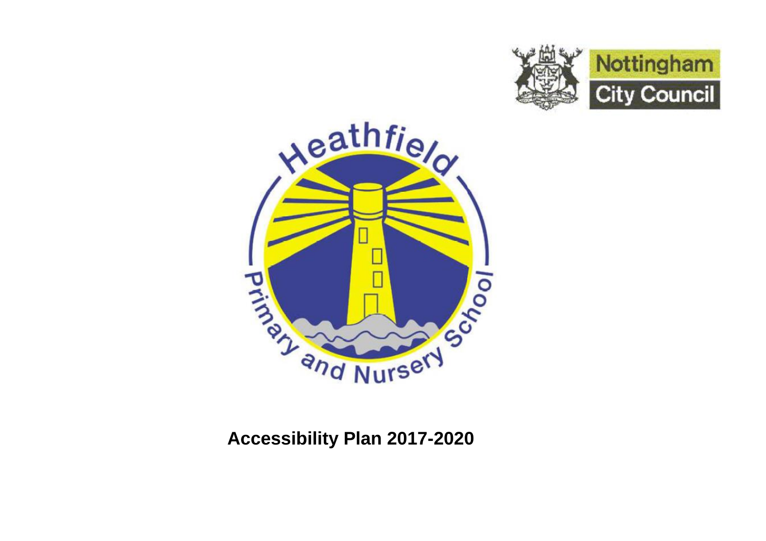Nottingham City Council

Heathfield Primary and Nursery School

# Accessibility Plan 2017-2020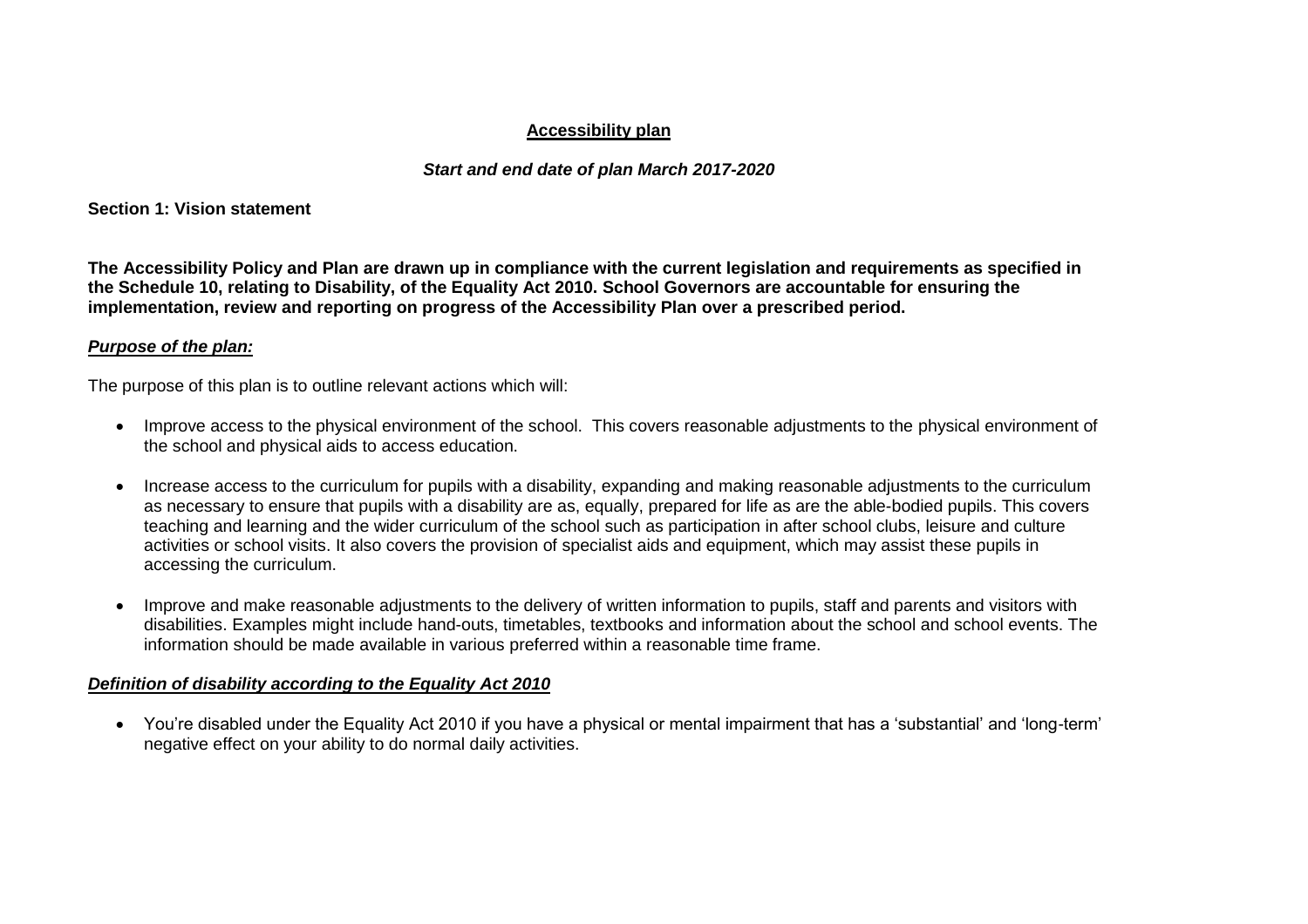**Accessibility plan**

***Start and end date of plan March 2017-2020***

**Section 1: Vision statement**

**The Accessibility Policy and Plan are drawn up in compliance with the current legislation and requirements as specified in the Schedule 10, relating to Disability, of the Equality Act 2010. School Governors are accountable for ensuring the implementation, review and reporting on progress of the Accessibility Plan over a prescribed period.**

***Purpose of the plan:***

The purpose of this plan is to outline relevant actions which will:

- Improve access to the physical environment of the school. This covers reasonable adjustments to the physical environment of the school and physical aids to access education.

- Increase access to the curriculum for pupils with a disability, expanding and making reasonable adjustments to the curriculum as necessary to ensure that pupils with a disability are as, equally, prepared for life as are the able-bodied pupils. This covers teaching and learning and the wider curriculum of the school such as participation in after school clubs, leisure and culture activities or school visits. It also covers the provision of specialist aids and equipment, which may assist these pupils in accessing the curriculum.

- Improve and make reasonable adjustments to the delivery of written information to pupils, staff and parents and visitors with disabilities. Examples might include hand-outs, timetables, textbooks and information about the school and school events. The information should be made available in various preferred within a reasonable time frame.

***Definition of disability according to the Equality Act 2010***

- You're disabled under the Equality Act 2010 if you have a physical or mental impairment that has a 'substantial' and 'long-term' negative effect on your ability to do normal daily activities.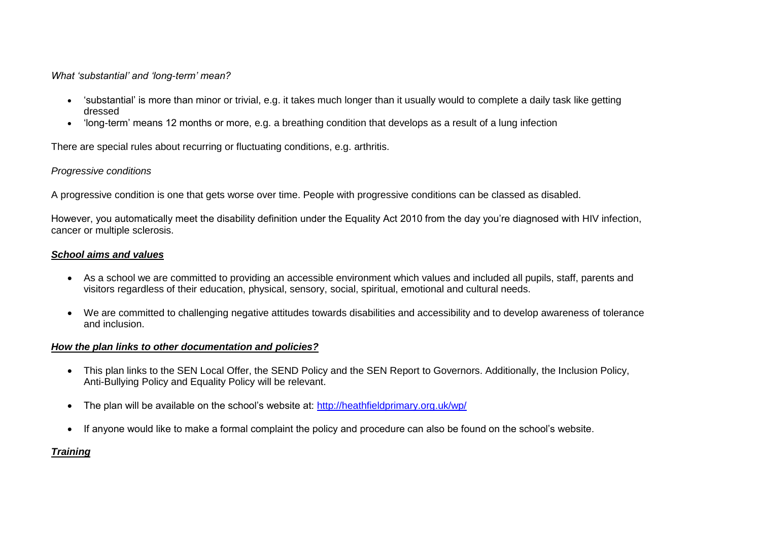*What 'substantial' and 'long-term' mean?*

- 'substantial' is more than minor or trivial, e.g. it takes much longer than it usually would to complete a daily task like getting dressed
- 'long-term' means 12 months or more, e.g. a breathing condition that develops as a result of a lung infection

There are special rules about recurring or fluctuating conditions, e.g. arthritis.

*Progressive conditions*

A progressive condition is one that gets worse over time. People with progressive conditions can be classed as disabled.

However, you automatically meet the disability definition under the Equality Act 2010 from the day you're diagnosed with HIV infection, cancer or multiple sclerosis.

***School aims and values***

- As a school we are committed to providing an accessible environment which values and included all pupils, staff, parents and visitors regardless of their education, physical, sensory, social, spiritual, emotional and cultural needs.

- We are committed to challenging negative attitudes towards disabilities and accessibility and to develop awareness of tolerance and inclusion.

***How the plan links to other documentation and policies?***

- This plan links to the SEN Local Offer, the SEND Policy and the SEN Report to Governors. Additionally, the Inclusion Policy, Anti-Bullying Policy and Equality Policy will be relevant.

- The plan will be available on the school's website at: [http://heathfieldprimary.org.uk/wp/](http://heathfieldprimary.org.uk/wp/)

- If anyone would like to make a formal complaint the policy and procedure can also be found on the school's website.

***Training***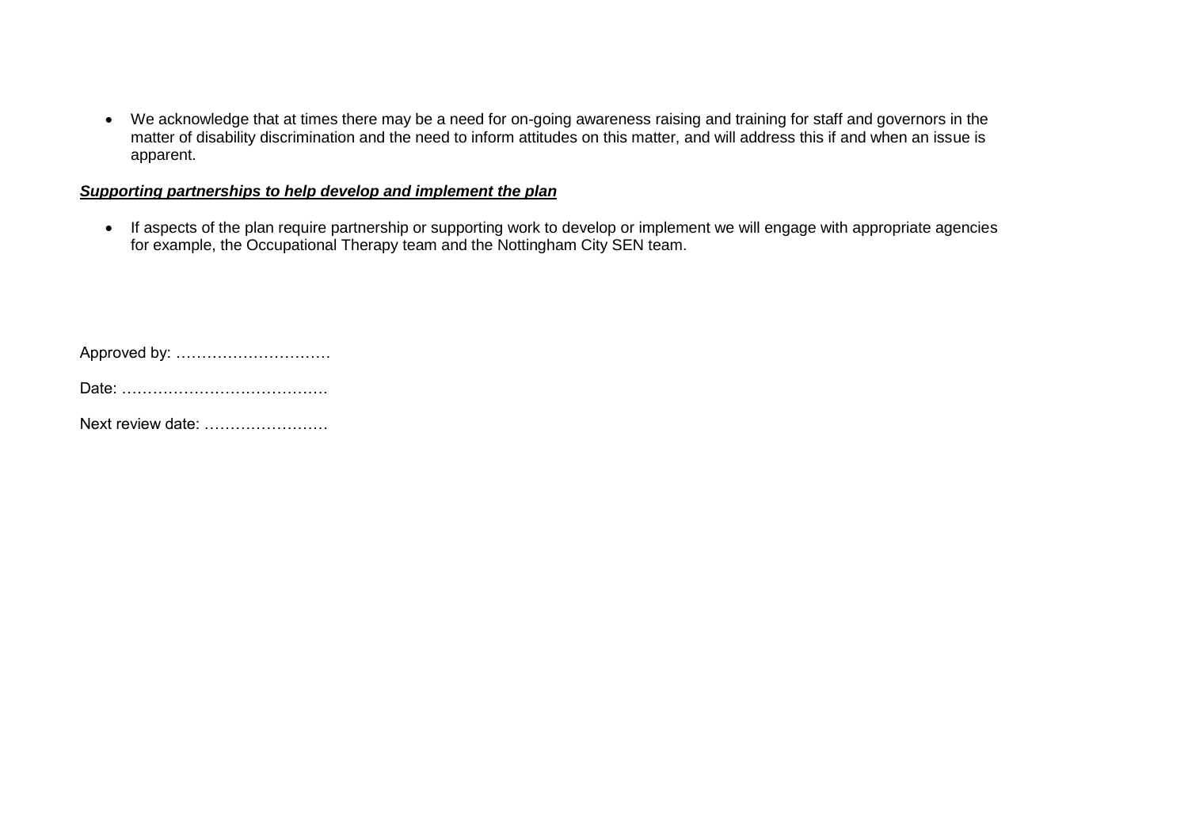- We acknowledge that at times there may be a need for on-going awareness raising and training for staff and governors in the matter of disability discrimination and the need to inform attitudes on this matter, and will address this if and when an issue is apparent.

***Supporting partnerships to help develop and implement the plan***

- If aspects of the plan require partnership or supporting work to develop or implement we will engage with appropriate agencies for example, the Occupational Therapy team and the Nottingham City SEN team.

Approved by: …………………………

Date: ………………………………….

Next review date: ……………………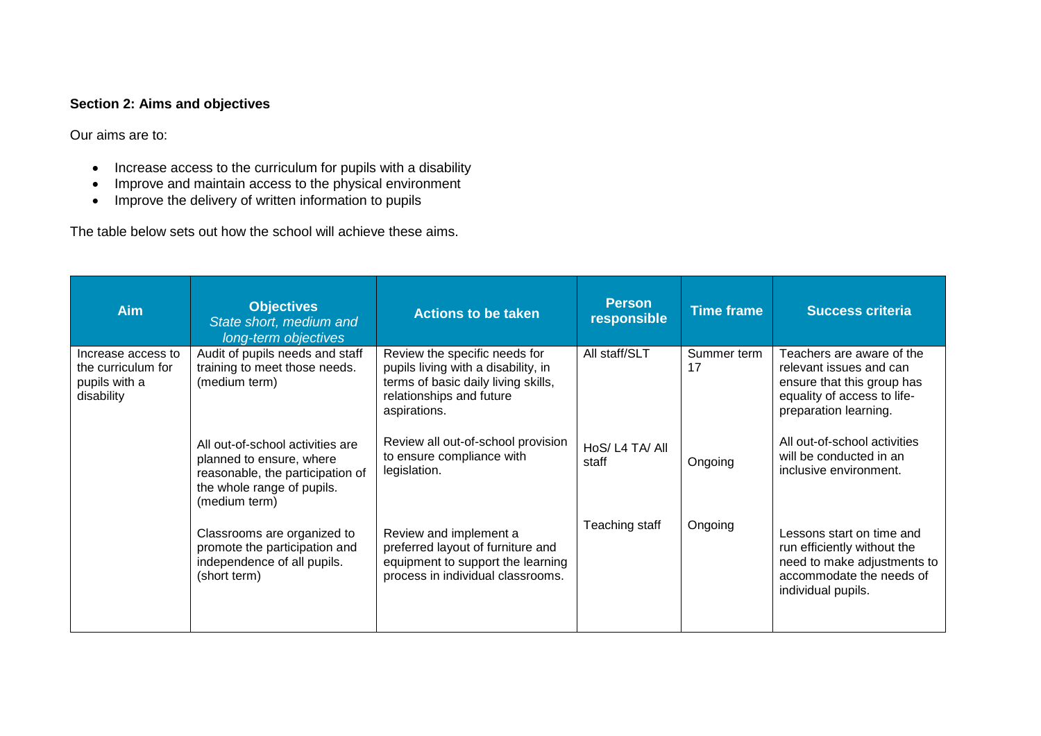**Section 2: Aims and objectives**

Our aims are to:

- Increase access to the curriculum for pupils with a disability
- Improve and maintain access to the physical environment
- Improve the delivery of written information to pupils

The table below sets out how the school will achieve these aims.

| Aim | Objectives *State short, medium and long-term objectives* | Actions to be taken | Person responsible | Time frame | Success criteria |
|---|---|---|---|---|---|
| Increase access to the curriculum for pupils with a disability | Audit of pupils needs and staff training to meet those needs. (medium term) | Review the specific needs for pupils living with a disability, in terms of basic daily living skills, relationships and future aspirations. | All staff/SLT | Summer term 17 | Teachers are aware of the relevant issues and can ensure that this group has equality of access to life-preparation learning. |
| | All out-of-school activities are planned to ensure, where reasonable, the participation of the whole range of pupils. (medium term) | Review all out-of-school provision to ensure compliance with legislation. | HoS/ L4 TA/ All staff | Ongoing | All out-of-school activities will be conducted in an inclusive environment. |
| | Classrooms are organized to promote the participation and independence of all pupils. (short term) | Review and implement a preferred layout of furniture and equipment to support the learning process in individual classrooms. | Teaching staff | Ongoing | Lessons start on time and run efficiently without the need to make adjustments to accommodate the needs of individual pupils. |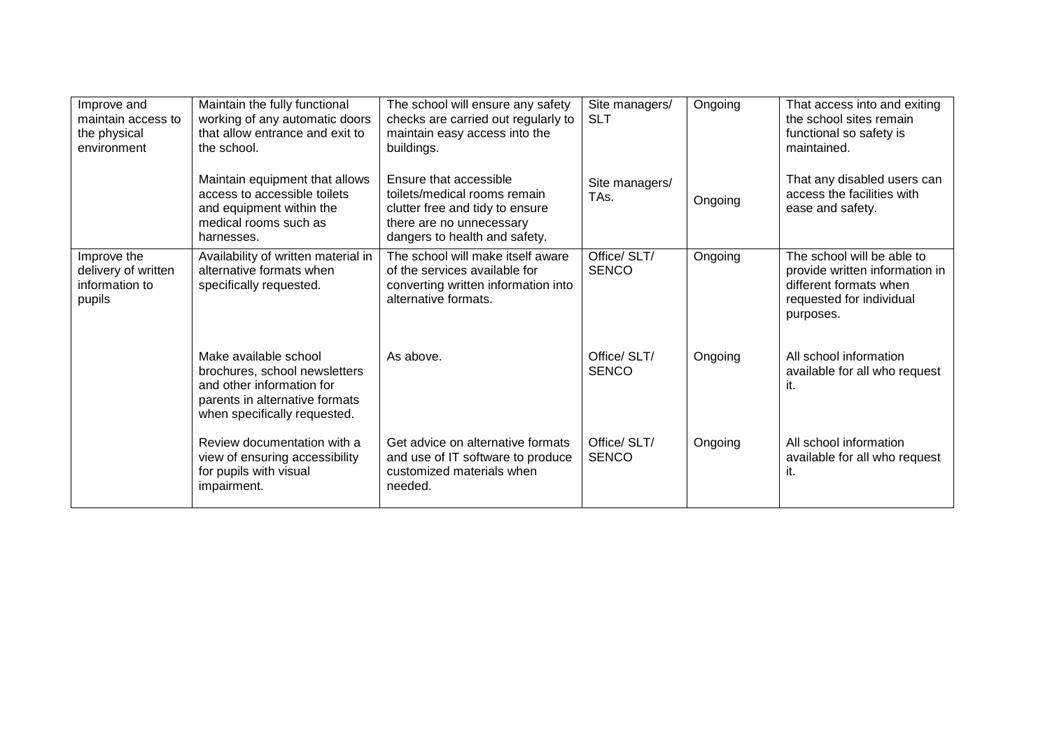| | | | | | |
|---|---|---|---|---|---|
| Improve and maintain access to the physical environment | Maintain the fully functional working of any automatic doors that allow entrance and exit to the school. | The school will ensure any safety checks are carried out regularly to maintain easy access into the buildings. | Site managers/ SLT | Ongoing | That access into and exiting the school sites remain functional so safety is maintained. |
| | Maintain equipment that allows access to accessible toilets and equipment within the medical rooms such as harnesses. | Ensure that accessible toilets/medical rooms remain clutter free and tidy to ensure there are no unnecessary dangers to health and safety. | Site managers/ TAs. | Ongoing | That any disabled users can access the facilities with ease and safety. |
| Improve the delivery of written information to pupils | Availability of written material in alternative formats when specifically requested. | The school will make itself aware of the services available for converting written information into alternative formats. | Office/ SLT/ SENCO | Ongoing | The school will be able to provide written information in different formats when requested for individual purposes. |
| | Make available school brochures, school newsletters and other information for parents in alternative formats when specifically requested. | As above. | Office/ SLT/ SENCO | Ongoing | All school information available for all who request it. |
| | Review documentation with a view of ensuring accessibility for pupils with visual impairment. | Get advice on alternative formats and use of IT software to produce customized materials when needed. | Office/ SLT/ SENCO | Ongoing | All school information available for all who request it. |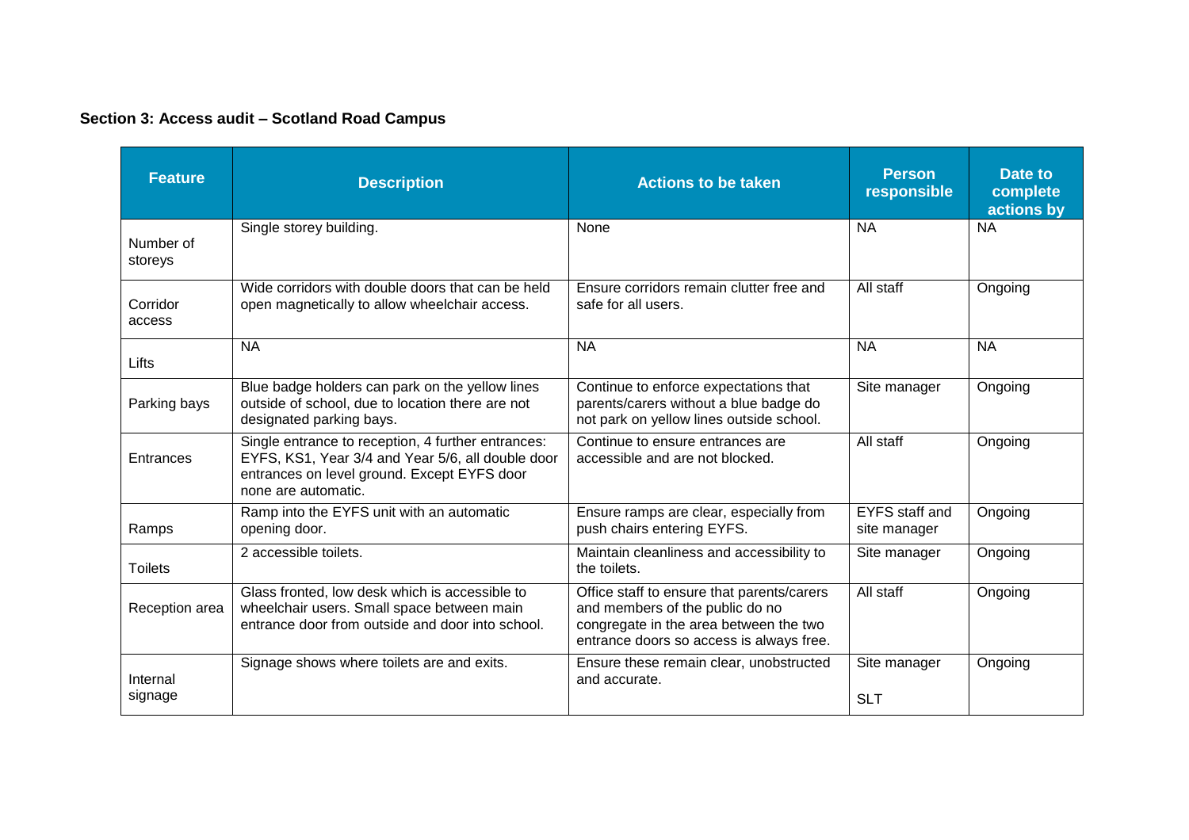**Section 3: Access audit – Scotland Road Campus**

| Feature | Description | Actions to be taken | Person responsible | Date to complete actions by |
|---|---|---|---|---|
| Number of storeys | Single storey building. | None | NA | NA |
| Corridor access | Wide corridors with double doors that can be held open magnetically to allow wheelchair access. | Ensure corridors remain clutter free and safe for all users. | All staff | Ongoing |
| Lifts | NA | NA | NA | NA |
| Parking bays | Blue badge holders can park on the yellow lines outside of school, due to location there are not designated parking bays. | Continue to enforce expectations that parents/carers without a blue badge do not park on yellow lines outside school. | Site manager | Ongoing |
| Entrances | Single entrance to reception, 4 further entrances: EYFS, KS1, Year 3/4 and Year 5/6, all double door entrances on level ground. Except EYFS door none are automatic. | Continue to ensure entrances are accessible and are not blocked. | All staff | Ongoing |
| Ramps | Ramp into the EYFS unit with an automatic opening door. | Ensure ramps are clear, especially from push chairs entering EYFS. | EYFS staff and site manager | Ongoing |
| Toilets | 2 accessible toilets. | Maintain cleanliness and accessibility to the toilets. | Site manager | Ongoing |
| Reception area | Glass fronted, low desk which is accessible to wheelchair users. Small space between main entrance door from outside and door into school. | Office staff to ensure that parents/carers and members of the public do no congregate in the area between the two entrance doors so access is always free. | All staff | Ongoing |
| Internal signage | Signage shows where toilets are and exits. | Ensure these remain clear, unobstructed and accurate. | Site manager<br><br>SLT | Ongoing |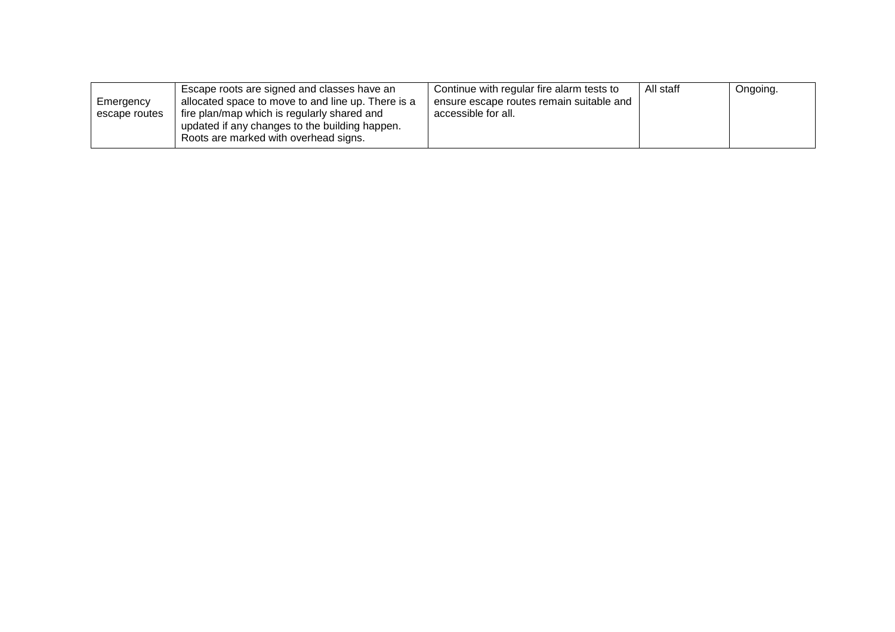| Emergency escape routes | Escape roots are signed and classes have an allocated space to move to and line up. There is a fire plan/map which is regularly shared and updated if any changes to the building happen. Roots are marked with overhead signs. | Continue with regular fire alarm tests to ensure escape routes remain suitable and accessible for all. | All staff | Ongoing. |
|---|---|---|---|---|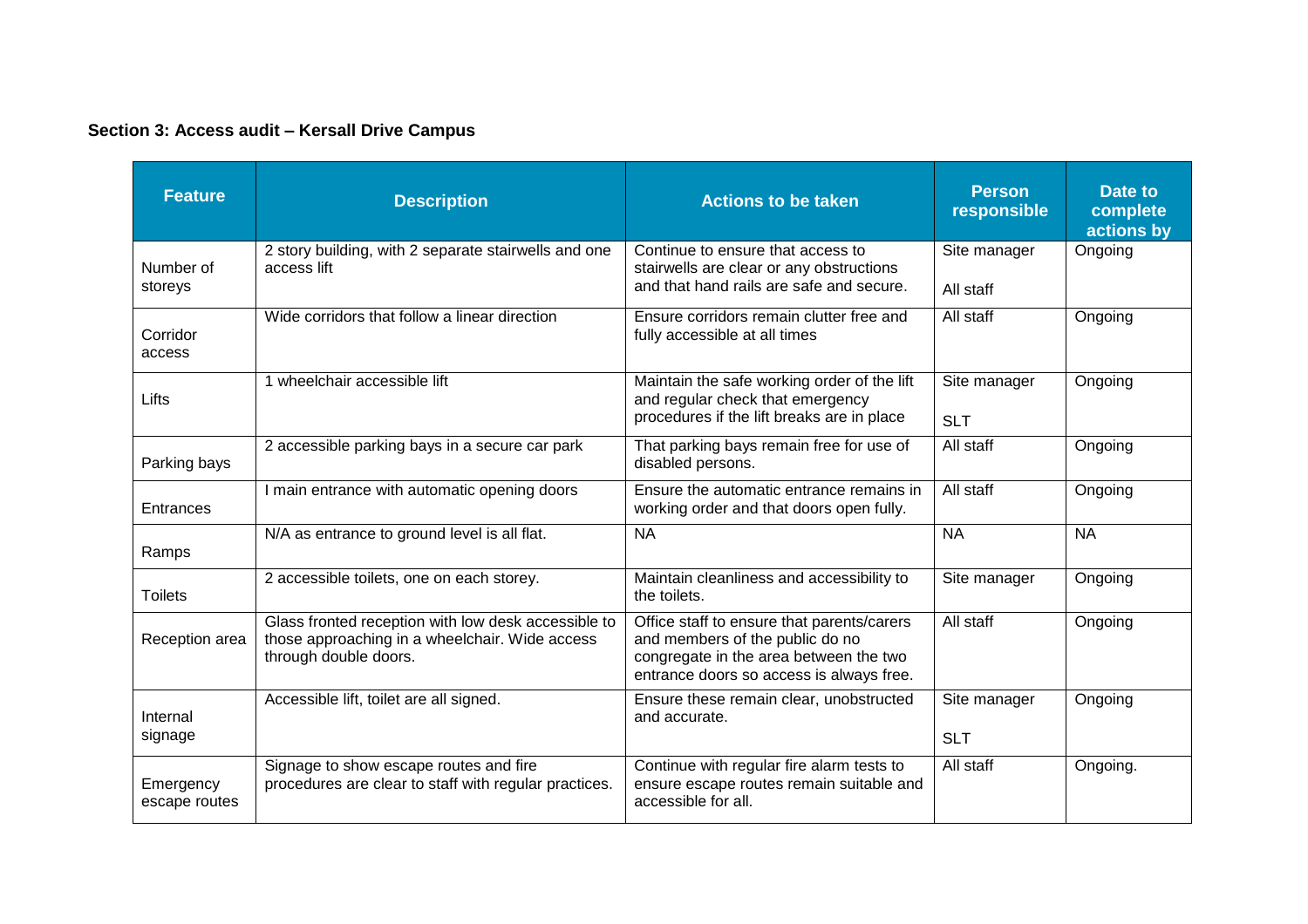**Section 3: Access audit – Kersall Drive Campus**

| Feature | Description | Actions to be taken | Person responsible | Date to complete actions by |
|---|---|---|---|---|
| Number of storeys | 2 story building, with 2 separate stairwells and one access lift | Continue to ensure that access to stairwells are clear or any obstructions and that hand rails are safe and secure. | Site manager<br><br>All staff | Ongoing |
| Corridor access | Wide corridors that follow a linear direction | Ensure corridors remain clutter free and fully accessible at all times | All staff | Ongoing |
| Lifts | 1 wheelchair accessible lift | Maintain the safe working order of the lift and regular check that emergency procedures if the lift breaks are in place | Site manager<br><br>SLT | Ongoing |
| Parking bays | 2 accessible parking bays in a secure car park | That parking bays remain free for use of disabled persons. | All staff | Ongoing |
| Entrances | I main entrance with automatic opening doors | Ensure the automatic entrance remains in working order and that doors open fully. | All staff | Ongoing |
| Ramps | N/A as entrance to ground level is all flat. | NA | NA | NA |
| Toilets | 2 accessible toilets, one on each storey. | Maintain cleanliness and accessibility to the toilets. | Site manager | Ongoing |
| Reception area | Glass fronted reception with low desk accessible to those approaching in a wheelchair. Wide access through double doors. | Office staff to ensure that parents/carers and members of the public do no congregate in the area between the two entrance doors so access is always free. | All staff | Ongoing |
| Internal signage | Accessible lift, toilet are all signed. | Ensure these remain clear, unobstructed and accurate. | Site manager<br><br>SLT | Ongoing |
| Emergency escape routes | Signage to show escape routes and fire procedures are clear to staff with regular practices. | Continue with regular fire alarm tests to ensure escape routes remain suitable and accessible for all. | All staff | Ongoing. |